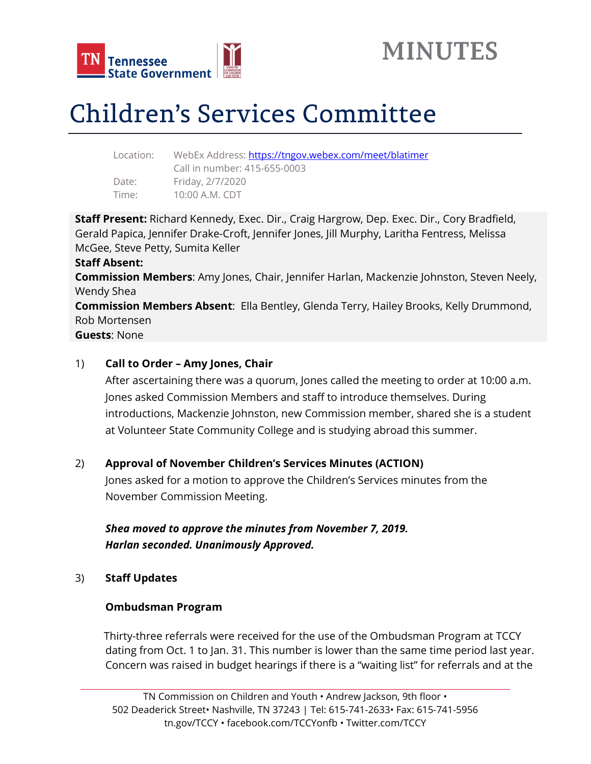# MINUTES

# Children's Services Committee

Location: WebEx Address: https://tngov.webex.com/meet/blatimer
Call in number: 415-655-0003
Date: Friday, 2/7/2020
Time: 10:00 A.M. CDT

**Staff Present:** Richard Kennedy, Exec. Dir., Craig Hargrow, Dep. Exec. Dir., Cory Bradfield, Gerald Papica, Jennifer Drake-Croft, Jennifer Jones, Jill Murphy, Laritha Fentress, Melissa McGee, Steve Petty, Sumita Keller
**Staff Absent:**
**Commission Members**: Amy Jones, Chair, Jennifer Harlan, Mackenzie Johnston, Steven Neely, Wendy Shea
**Commission Members Absent**: Ella Bentley, Glenda Terry, Hailey Brooks, Kelly Drummond, Rob Mortensen
**Guests**: None

1) **Call to Order – Amy Jones, Chair**

   After ascertaining there was a quorum, Jones called the meeting to order at 10:00 a.m. Jones asked Commission Members and staff to introduce themselves. During introductions, Mackenzie Johnston, new Commission member, shared she is a student at Volunteer State Community College and is studying abroad this summer.

2) **Approval of November Children's Services Minutes (ACTION)**

   Jones asked for a motion to approve the Children's Services minutes from the November Commission Meeting.

   ***Shea moved to approve the minutes from November 7, 2019.***
   ***Harlan seconded. Unanimously Approved.***

3) **Staff Updates**

   **Ombudsman Program**

   Thirty-three referrals were received for the use of the Ombudsman Program at TCCY dating from Oct. 1 to Jan. 31. This number is lower than the same time period last year. Concern was raised in budget hearings if there is a "waiting list" for referrals and at the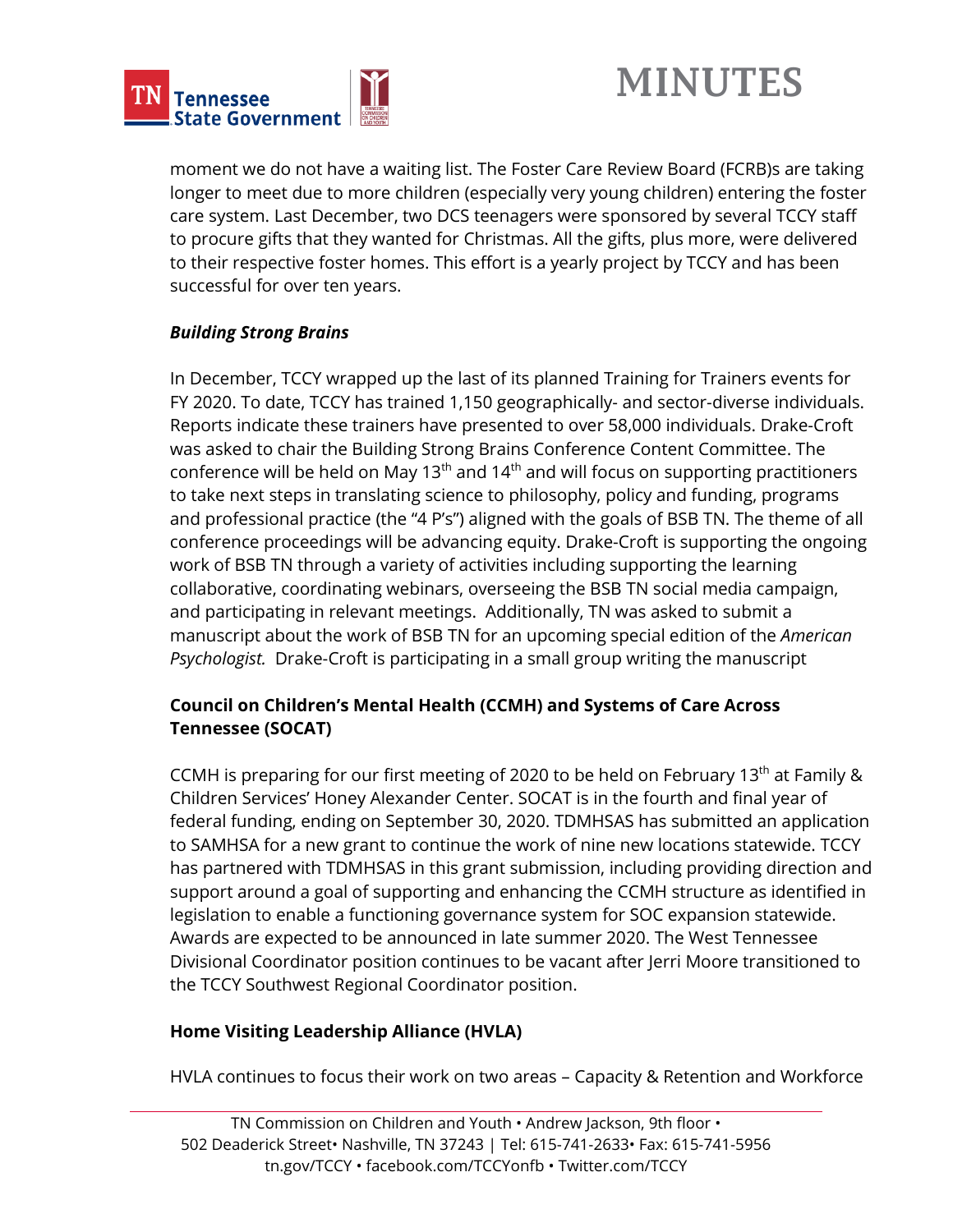moment we do not have a waiting list. The Foster Care Review Board (FCRB)s are taking longer to meet due to more children (especially very young children) entering the foster care system. Last December, two DCS teenagers were sponsored by several TCCY staff to procure gifts that they wanted for Christmas. All the gifts, plus more, were delivered to their respective foster homes. This effort is a yearly project by TCCY and has been successful for over ten years.

***Building Strong Brains***

In December, TCCY wrapped up the last of its planned Training for Trainers events for FY 2020. To date, TCCY has trained 1,150 geographically- and sector-diverse individuals. Reports indicate these trainers have presented to over 58,000 individuals. Drake-Croft was asked to chair the Building Strong Brains Conference Content Committee. The conference will be held on May 13th and 14th and will focus on supporting practitioners to take next steps in translating science to philosophy, policy and funding, programs and professional practice (the "4 P's") aligned with the goals of BSB TN. The theme of all conference proceedings will be advancing equity. Drake-Croft is supporting the ongoing work of BSB TN through a variety of activities including supporting the learning collaborative, coordinating webinars, overseeing the BSB TN social media campaign, and participating in relevant meetings. Additionally, TN was asked to submit a manuscript about the work of BSB TN for an upcoming special edition of the *American Psychologist.* Drake-Croft is participating in a small group writing the manuscript

**Council on Children's Mental Health (CCMH) and Systems of Care Across Tennessee (SOCAT)**

CCMH is preparing for our first meeting of 2020 to be held on February 13th at Family & Children Services' Honey Alexander Center. SOCAT is in the fourth and final year of federal funding, ending on September 30, 2020. TDMHSAS has submitted an application to SAMHSA for a new grant to continue the work of nine new locations statewide. TCCY has partnered with TDMHSAS in this grant submission, including providing direction and support around a goal of supporting and enhancing the CCMH structure as identified in legislation to enable a functioning governance system for SOC expansion statewide. Awards are expected to be announced in late summer 2020. The West Tennessee Divisional Coordinator position continues to be vacant after Jerri Moore transitioned to the TCCY Southwest Regional Coordinator position.

**Home Visiting Leadership Alliance (HVLA)**

HVLA continues to focus their work on two areas – Capacity & Retention and Workforce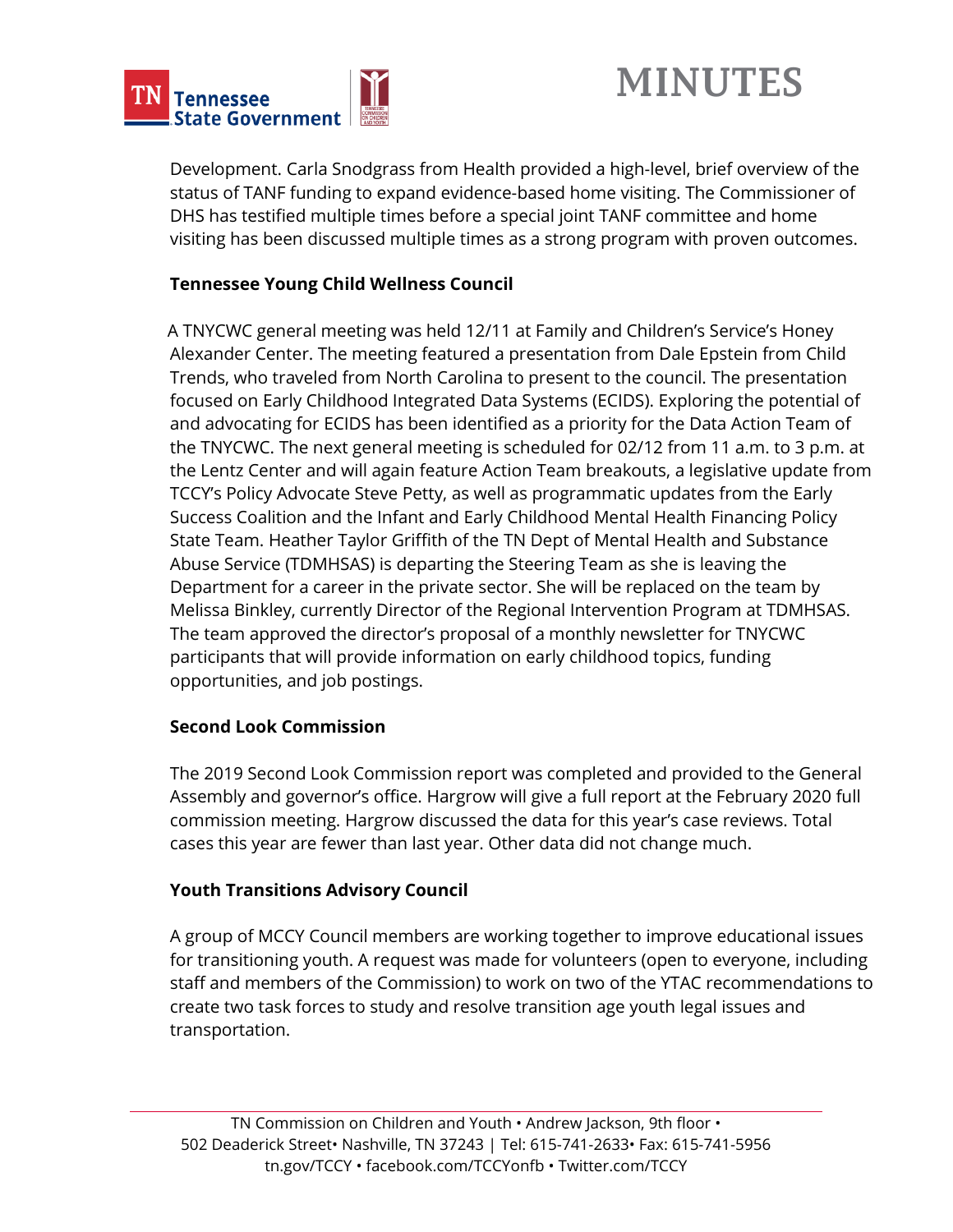Development. Carla Snodgrass from Health provided a high-level, brief overview of the status of TANF funding to expand evidence-based home visiting. The Commissioner of DHS has testified multiple times before a special joint TANF committee and home visiting has been discussed multiple times as a strong program with proven outcomes.

**Tennessee Young Child Wellness Council**

A TNYCWC general meeting was held 12/11 at Family and Children's Service's Honey Alexander Center. The meeting featured a presentation from Dale Epstein from Child Trends, who traveled from North Carolina to present to the council. The presentation focused on Early Childhood Integrated Data Systems (ECIDS). Exploring the potential of and advocating for ECIDS has been identified as a priority for the Data Action Team of the TNYCWC. The next general meeting is scheduled for 02/12 from 11 a.m. to 3 p.m. at the Lentz Center and will again feature Action Team breakouts, a legislative update from TCCY's Policy Advocate Steve Petty, as well as programmatic updates from the Early Success Coalition and the Infant and Early Childhood Mental Health Financing Policy State Team. Heather Taylor Griffith of the TN Dept of Mental Health and Substance Abuse Service (TDMHSAS) is departing the Steering Team as she is leaving the Department for a career in the private sector. She will be replaced on the team by Melissa Binkley, currently Director of the Regional Intervention Program at TDMHSAS. The team approved the director's proposal of a monthly newsletter for TNYCWC participants that will provide information on early childhood topics, funding opportunities, and job postings.

**Second Look Commission**

The 2019 Second Look Commission report was completed and provided to the General Assembly and governor's office. Hargrow will give a full report at the February 2020 full commission meeting. Hargrow discussed the data for this year's case reviews. Total cases this year are fewer than last year. Other data did not change much.

**Youth Transitions Advisory Council**

A group of MCCY Council members are working together to improve educational issues for transitioning youth. A request was made for volunteers (open to everyone, including staff and members of the Commission) to work on two of the YTAC recommendations to create two task forces to study and resolve transition age youth legal issues and transportation.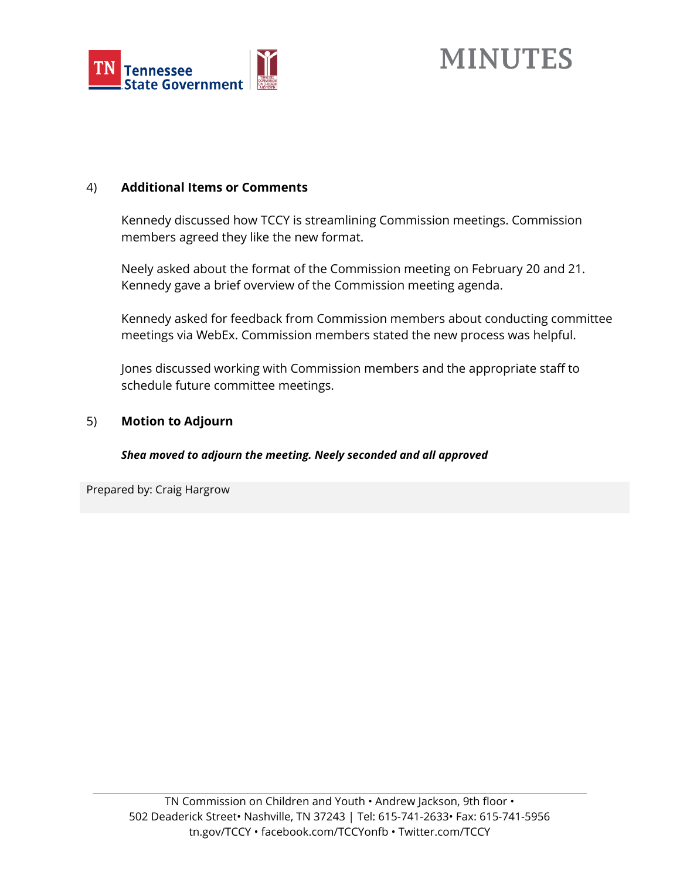4) **Additional Items or Comments**

Kennedy discussed how TCCY is streamlining Commission meetings. Commission members agreed they like the new format.

Neely asked about the format of the Commission meeting on February 20 and 21. Kennedy gave a brief overview of the Commission meeting agenda.

Kennedy asked for feedback from Commission members about conducting committee meetings via WebEx. Commission members stated the new process was helpful.

Jones discussed working with Commission members and the appropriate staff to schedule future committee meetings.

5) **Motion to Adjourn**

***Shea moved to adjourn the meeting. Neely seconded and all approved***

Prepared by: Craig Hargrow